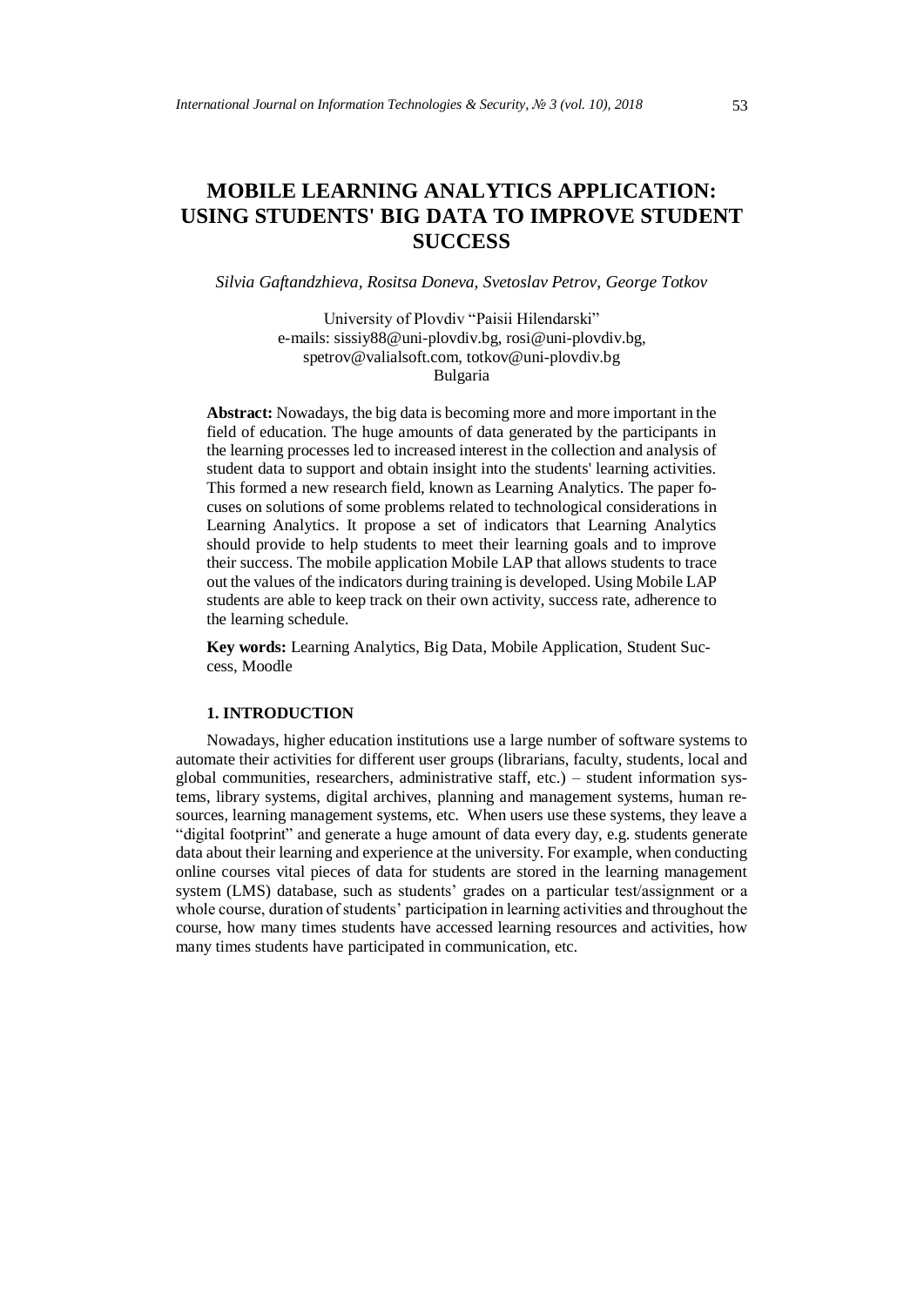# MOBILE LEARNING ANALYTICS APPLICATION: USING STUDENTS' BIG DATA TO IMPROVE STUDENT SUCCESS

*Silvia Gaftandzhieva, Rositsa Doneva, Svetoslav Petrov, George Totkov*

University of Plovdiv "Paisii Hilendarski"
e-mails: sissiy88@uni-plovdiv.bg, rosi@uni-plovdiv.bg,
spetrov@valialsoft.com, totkov@uni-plovdiv.bg
Bulgaria

**Abstract:** Nowadays, the big data is becoming more and more important in the field of education. The huge amounts of data generated by the participants in the learning processes led to increased interest in the collection and analysis of student data to support and obtain insight into the students' learning activities. This formed a new research field, known as Learning Analytics. The paper focuses on solutions of some problems related to technological considerations in Learning Analytics. It propose a set of indicators that Learning Analytics should provide to help students to meet their learning goals and to improve their success. The mobile application Mobile LAP that allows students to trace out the values of the indicators during training is developed. Using Mobile LAP students are able to keep track on their own activity, success rate, adherence to the learning schedule.

**Key words:** Learning Analytics, Big Data, Mobile Application, Student Success, Moodle

## 1. INTRODUCTION

Nowadays, higher education institutions use a large number of software systems to automate their activities for different user groups (librarians, faculty, students, local and global communities, researchers, administrative staff, etc.) – student information systems, library systems, digital archives, planning and management systems, human resources, learning management systems, etc. When users use these systems, they leave a "digital footprint" and generate a huge amount of data every day, e.g. students generate data about their learning and experience at the university. For example, when conducting online courses vital pieces of data for students are stored in the learning management system (LMS) database, such as students' grades on a particular test/assignment or a whole course, duration of students' participation in learning activities and throughout the course, how many times students have accessed learning resources and activities, how many times students have participated in communication, etc.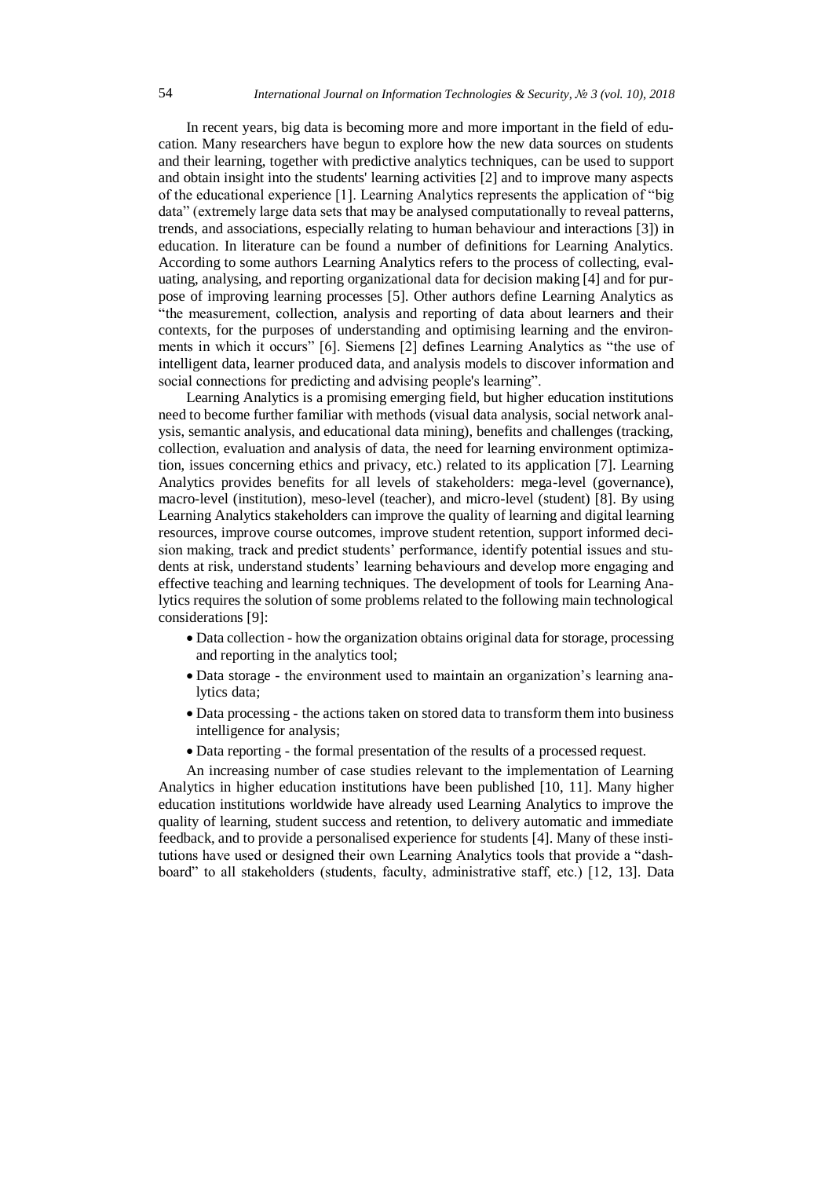In recent years, big data is becoming more and more important in the field of education. Many researchers have begun to explore how the new data sources on students and their learning, together with predictive analytics techniques, can be used to support and obtain insight into the students' learning activities [2] and to improve many aspects of the educational experience [1]. Learning Analytics represents the application of "big data" (extremely large data sets that may be analysed computationally to reveal patterns, trends, and associations, especially relating to human behaviour and interactions [3]) in education. In literature can be found a number of definitions for Learning Analytics. According to some authors Learning Analytics refers to the process of collecting, evaluating, analysing, and reporting organizational data for decision making [4] and for purpose of improving learning processes [5]. Other authors define Learning Analytics as "the measurement, collection, analysis and reporting of data about learners and their contexts, for the purposes of understanding and optimising learning and the environments in which it occurs" [6]. Siemens [2] defines Learning Analytics as "the use of intelligent data, learner produced data, and analysis models to discover information and social connections for predicting and advising people's learning".

Learning Analytics is a promising emerging field, but higher education institutions need to become further familiar with methods (visual data analysis, social network analysis, semantic analysis, and educational data mining), benefits and challenges (tracking, collection, evaluation and analysis of data, the need for learning environment optimization, issues concerning ethics and privacy, etc.) related to its application [7]. Learning Analytics provides benefits for all levels of stakeholders: mega-level (governance), macro-level (institution), meso-level (teacher), and micro-level (student) [8]. By using Learning Analytics stakeholders can improve the quality of learning and digital learning resources, improve course outcomes, improve student retention, support informed decision making, track and predict students' performance, identify potential issues and students at risk, understand students' learning behaviours and develop more engaging and effective teaching and learning techniques. The development of tools for Learning Analytics requires the solution of some problems related to the following main technological considerations [9]:

- Data collection - how the organization obtains original data for storage, processing and reporting in the analytics tool;
- Data storage - the environment used to maintain an organization's learning analytics data;
- Data processing - the actions taken on stored data to transform them into business intelligence for analysis;
- Data reporting - the formal presentation of the results of a processed request.

An increasing number of case studies relevant to the implementation of Learning Analytics in higher education institutions have been published [10, 11]. Many higher education institutions worldwide have already used Learning Analytics to improve the quality of learning, student success and retention, to delivery automatic and immediate feedback, and to provide a personalised experience for students [4]. Many of these institutions have used or designed their own Learning Analytics tools that provide a "dashboard" to all stakeholders (students, faculty, administrative staff, etc.) [12, 13]. Data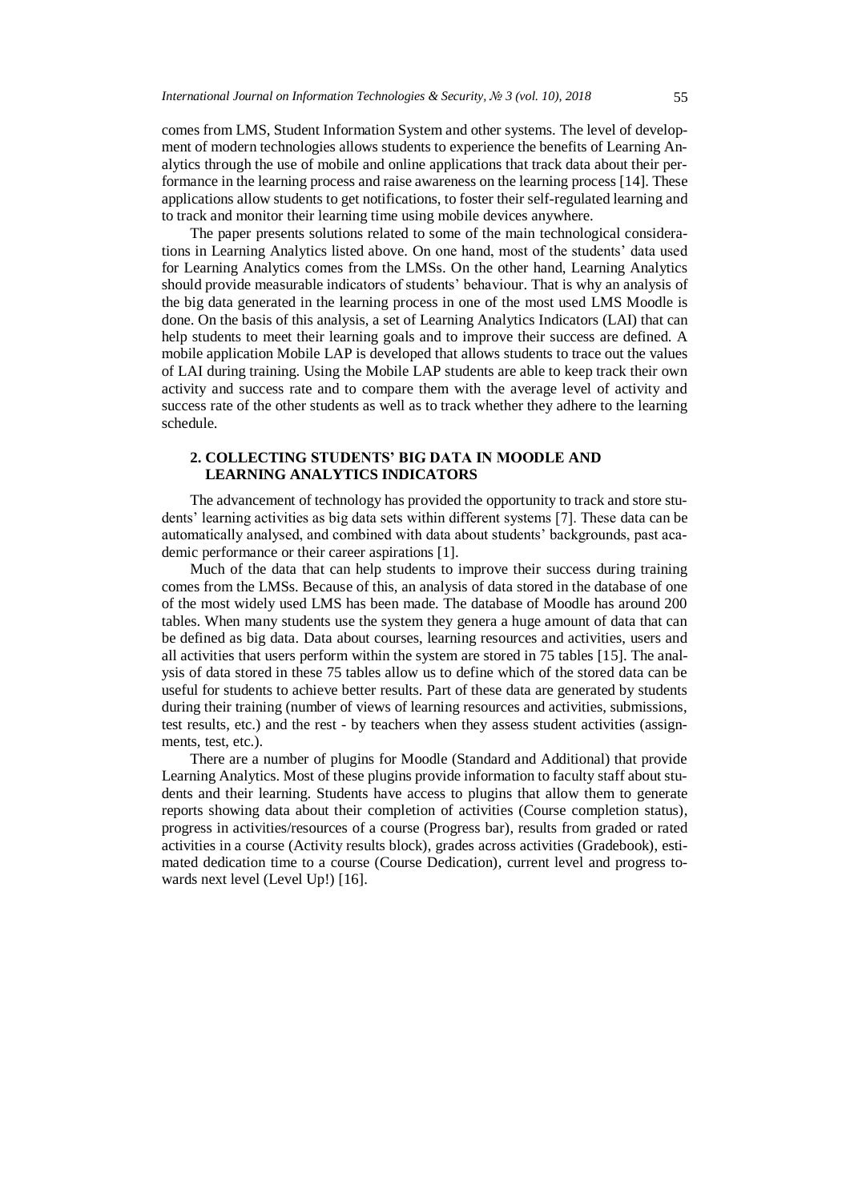comes from LMS, Student Information System and other systems. The level of development of modern technologies allows students to experience the benefits of Learning Analytics through the use of mobile and online applications that track data about their performance in the learning process and raise awareness on the learning process [14]. These applications allow students to get notifications, to foster their self-regulated learning and to track and monitor their learning time using mobile devices anywhere.

The paper presents solutions related to some of the main technological considerations in Learning Analytics listed above. On one hand, most of the students' data used for Learning Analytics comes from the LMSs. On the other hand, Learning Analytics should provide measurable indicators of students' behaviour. That is why an analysis of the big data generated in the learning process in one of the most used LMS Moodle is done. On the basis of this analysis, a set of Learning Analytics Indicators (LAI) that can help students to meet their learning goals and to improve their success are defined. A mobile application Mobile LAP is developed that allows students to trace out the values of LAI during training. Using the Mobile LAP students are able to keep track their own activity and success rate and to compare them with the average level of activity and success rate of the other students as well as to track whether they adhere to the learning schedule.

## 2. COLLECTING STUDENTS' BIG DATA IN MOODLE AND LEARNING ANALYTICS INDICATORS

The advancement of technology has provided the opportunity to track and store students' learning activities as big data sets within different systems [7]. These data can be automatically analysed, and combined with data about students' backgrounds, past academic performance or their career aspirations [1].

Much of the data that can help students to improve their success during training comes from the LMSs. Because of this, an analysis of data stored in the database of one of the most widely used LMS has been made. The database of Moodle has around 200 tables. When many students use the system they genera a huge amount of data that can be defined as big data. Data about courses, learning resources and activities, users and all activities that users perform within the system are stored in 75 tables [15]. The analysis of data stored in these 75 tables allow us to define which of the stored data can be useful for students to achieve better results. Part of these data are generated by students during their training (number of views of learning resources and activities, submissions, test results, etc.) and the rest - by teachers when they assess student activities (assignments, test, etc.).

There are a number of plugins for Moodle (Standard and Additional) that provide Learning Analytics. Most of these plugins provide information to faculty staff about students and their learning. Students have access to plugins that allow them to generate reports showing data about their completion of activities (Course completion status), progress in activities/resources of a course (Progress bar), results from graded or rated activities in a course (Activity results block), grades across activities (Gradebook), estimated dedication time to a course (Course Dedication), current level and progress towards next level (Level Up!) [16].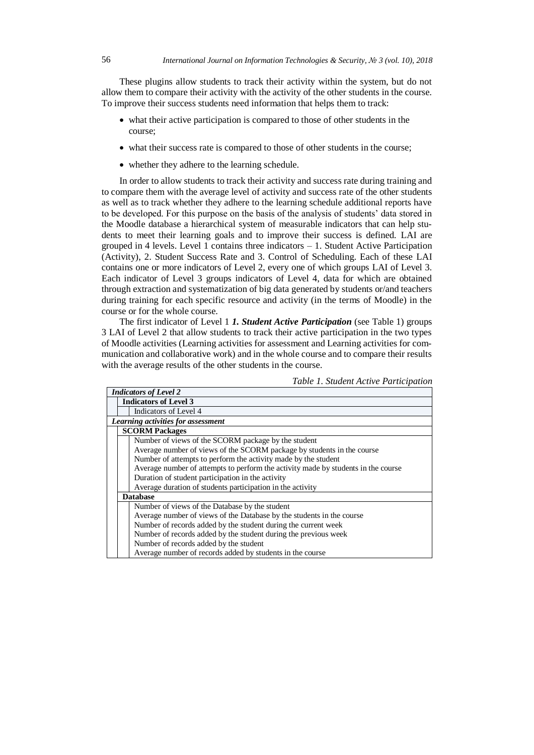These plugins allow students to track their activity within the system, but do not allow them to compare their activity with the activity of the other students in the course. To improve their success students need information that helps them to track:

- what their active participation is compared to those of other students in the course;
- what their success rate is compared to those of other students in the course;
- whether they adhere to the learning schedule.

In order to allow students to track their activity and success rate during training and to compare them with the average level of activity and success rate of the other students as well as to track whether they adhere to the learning schedule additional reports have to be developed. For this purpose on the basis of the analysis of students' data stored in the Moodle database a hierarchical system of measurable indicators that can help students to meet their learning goals and to improve their success is defined. LAI are grouped in 4 levels. Level 1 contains three indicators – 1. Student Active Participation (Activity), 2. Student Success Rate and 3. Control of Scheduling. Each of these LAI contains one or more indicators of Level 2, every one of which groups LAI of Level 3. Each indicator of Level 3 groups indicators of Level 4, data for which are obtained through extraction and systematization of big data generated by students or/and teachers during training for each specific resource and activity (in the terms of Moodle) in the course or for the whole course.

The first indicator of Level 1 ***1. Student Active Participation*** (see Table 1) groups 3 LAI of Level 2 that allow students to track their active participation in the two types of Moodle activities (Learning activities for assessment and Learning activities for communication and collaborative work) and in the whole course and to compare their results with the average results of the other students in the course.

*Table 1. Student Active Participation*

| Indicators of Level 2 | Indicators of Level 3 | Indicators of Level 4 |
|---|---|---|
| ***Learning activities for assessment*** | | |
| | **SCORM Packages** | |
| | | Number of views of the SCORM package by the student |
| | | Average number of views of the SCORM package by students in the course |
| | | Number of attempts to perform the activity made by the student |
| | | Average number of attempts to perform the activity made by students in the course |
| | | Duration of student participation in the activity |
| | | Average duration of students participation in the activity |
| | **Database** | |
| | | Number of views of the Database by the student |
| | | Average number of views of the Database by the students in the course |
| | | Number of records added by the student during the current week |
| | | Number of records added by the student during the previous week |
| | | Number of records added by the student |
| | | Average number of records added by students in the course |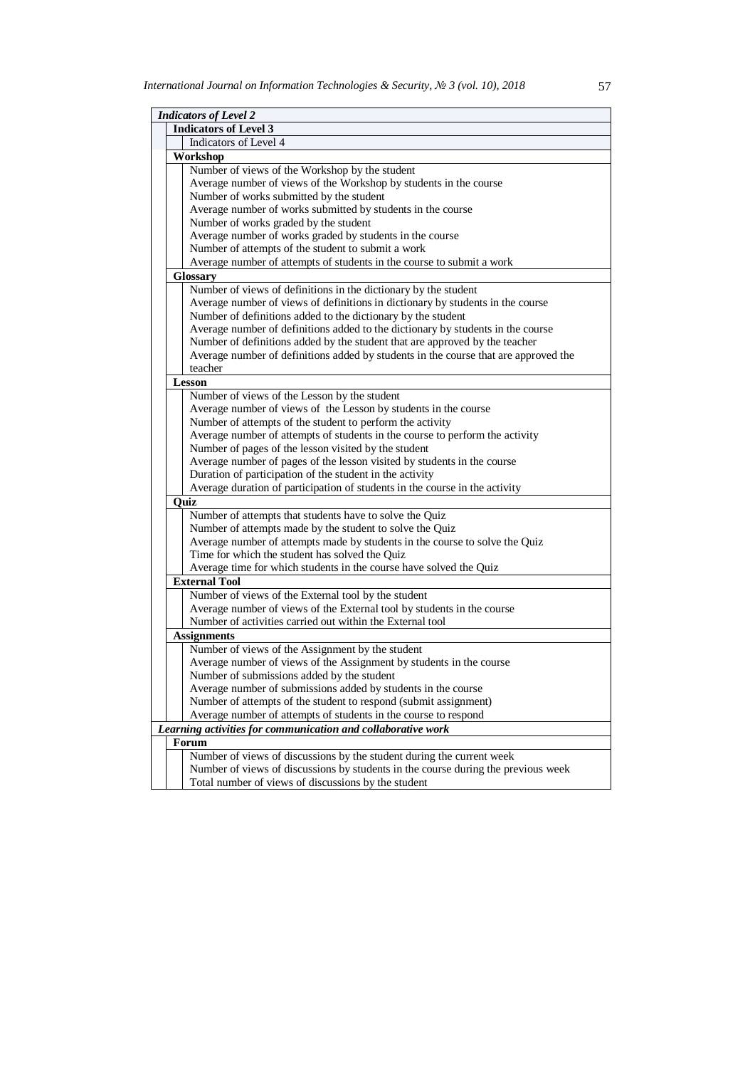| *Indicators of Level 2* | | |
|---|---|---|
| | **Indicators of Level 3** | |
| | | Indicators of Level 4 |
| | **Workshop** | |
| | | Number of views of the Workshop by the student |
| | | Average number of views of the Workshop by students in the course |
| | | Number of works submitted by the student |
| | | Average number of works submitted by students in the course |
| | | Number of works graded by the student |
| | | Average number of works graded by students in the course |
| | | Number of attempts of the student to submit a work |
| | | Average number of attempts of students in the course to submit a work |
| | **Glossary** | |
| | | Number of views of definitions in the dictionary by the student |
| | | Average number of views of definitions in dictionary by students in the course |
| | | Number of definitions added to the dictionary by the student |
| | | Average number of definitions added to the dictionary by students in the course |
| | | Number of definitions added by the student that are approved by the teacher |
| | | Average number of definitions added by students in the course that are approved the teacher |
| | **Lesson** | |
| | | Number of views of the Lesson by the student |
| | | Average number of views of the Lesson by students in the course |
| | | Number of attempts of the student to perform the activity |
| | | Average number of attempts of students in the course to perform the activity |
| | | Number of pages of the lesson visited by the student |
| | | Average number of pages of the lesson visited by students in the course |
| | | Duration of participation of the student in the activity |
| | | Average duration of participation of students in the course in the activity |
| | **Quiz** | |
| | | Number of attempts that students have to solve the Quiz |
| | | Number of attempts made by the student to solve the Quiz |
| | | Average number of attempts made by students in the course to solve the Quiz |
| | | Time for which the student has solved the Quiz |
| | | Average time for which students in the course have solved the Quiz |
| | **External Tool** | |
| | | Number of views of the External tool by the student |
| | | Average number of views of the External tool by students in the course |
| | | Number of activities carried out within the External tool |
| | **Assignments** | |
| | | Number of views of the Assignment by the student |
| | | Average number of views of the Assignment by students in the course |
| | | Number of submissions added by the student |
| | | Average number of submissions added by students in the course |
| | | Number of attempts of the student to respond (submit assignment) |
| | | Average number of attempts of students in the course to respond |
| ***Learning activities for communication and collaborative work*** | | |
| | **Forum** | |
| | | Number of views of discussions by the student during the current week |
| | | Number of views of discussions by students in the course during the previous week |
| | | Total number of views of discussions by the student |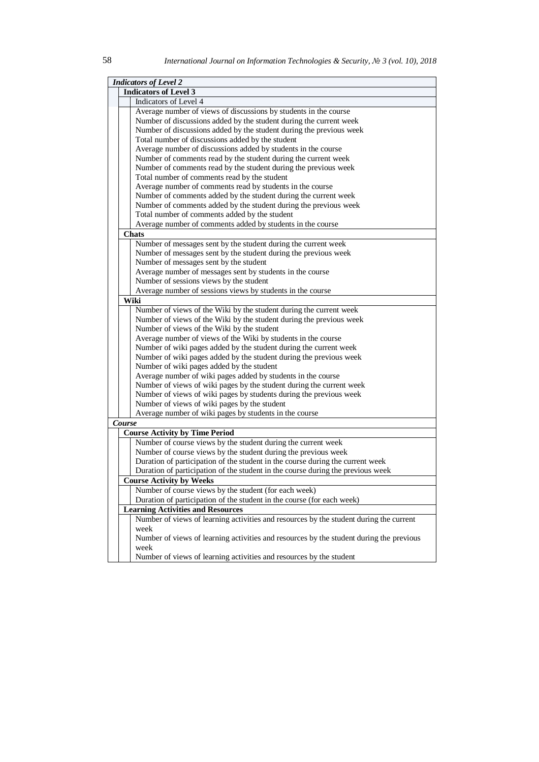| *Indicators of Level 2* | | |
|---|---|---|
| | **Indicators of Level 3** | |
| | | Indicators of Level 4 |
| | | Average number of views of discussions by students in the course |
| | | Number of discussions added by the student during the current week |
| | | Number of discussions added by the student during the previous week |
| | | Total number of discussions added by the student |
| | | Average number of discussions added by students in the course |
| | | Number of comments read by the student during the current week |
| | | Number of comments read by the student during the previous week |
| | | Total number of comments read by the student |
| | | Average number of comments read by students in the course |
| | | Number of comments added by the student during the current week |
| | | Number of comments added by the student during the previous week |
| | | Total number of comments added by the student |
| | | Average number of comments added by students in the course |
| | **Chats** | |
| | | Number of messages sent by the student during the current week |
| | | Number of messages sent by the student during the previous week |
| | | Number of messages sent by the student |
| | | Average number of messages sent by students in the course |
| | | Number of sessions views by the student |
| | | Average number of sessions views by students in the course |
| | **Wiki** | |
| | | Number of views of the Wiki by the student during the current week |
| | | Number of views of the Wiki by the student during the previous week |
| | | Number of views of the Wiki by the student |
| | | Average number of views of the Wiki by students in the course |
| | | Number of wiki pages added by the student during the current week |
| | | Number of wiki pages added by the student during the previous week |
| | | Number of wiki pages added by the student |
| | | Average number of wiki pages added by students in the course |
| | | Number of views of wiki pages by the student during the current week |
| | | Number of views of wiki pages by students during the previous week |
| | | Number of views of wiki pages by the student |
| | | Average number of wiki pages by students in the course |
| ***Course*** | | |
| | **Course Activity by Time Period** | |
| | | Number of course views by the student during the current week |
| | | Number of course views by the student during the previous week |
| | | Duration of participation of the student in the course during the current week |
| | | Duration of participation of the student in the course during the previous week |
| | **Course Activity by Weeks** | |
| | | Number of course views by the student (for each week) |
| | | Duration of participation of the student in the course (for each week) |
| | **Learning Activities and Resources** | |
| | | Number of views of learning activities and resources by the student during the current week |
| | | Number of views of learning activities and resources by the student during the previous week |
| | | Number of views of learning activities and resources by the student |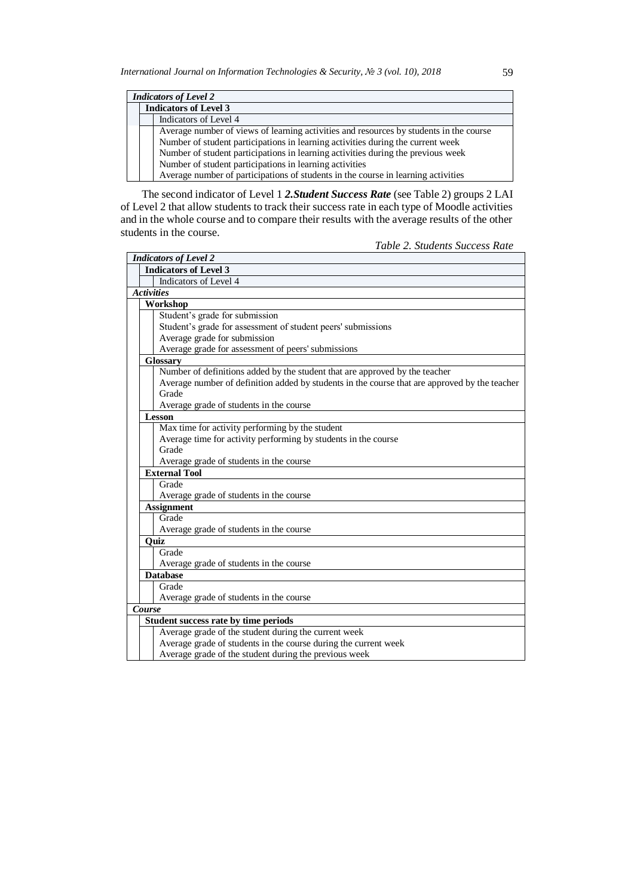| *Indicators of Level 2* | | |
|---|---|---|
| | **Indicators of Level 3** | |
| | | Indicators of Level 4 |
| | | Average number of views of learning activities and resources by students in the course |
| | | Number of student participations in learning activities during the current week |
| | | Number of student participations in learning activities during the previous week |
| | | Number of student participations in learning activities |
| | | Average number of participations of students in the course in learning activities |

The second indicator of Level 1 ***2.Student Success Rate*** (see Table 2) groups 2 LAI of Level 2 that allow students to track their success rate in each type of Moodle activities and in the whole course and to compare their results with the average results of the other students in the course.

*Table 2. Students Success Rate*

| *Indicators of Level 2* | | |
|---|---|---|
| | **Indicators of Level 3** | |
| | | Indicators of Level 4 |
| ***Activities*** | | |
| | **Workshop** | |
| | | Student's grade for submission |
| | | Student's grade for assessment of student peers' submissions |
| | | Average grade for submission |
| | | Average grade for assessment of peers' submissions |
| | **Glossary** | |
| | | Number of definitions added by the student that are approved by the teacher |
| | | Average number of definition added by students in the course that are approved by the teacher |
| | | Grade |
| | | Average grade of students in the course |
| | **Lesson** | |
| | | Max time for activity performing by the student |
| | | Average time for activity performing by students in the course |
| | | Grade |
| | | Average grade of students in the course |
| | **External Tool** | |
| | | Grade |
| | | Average grade of students in the course |
| | **Assignment** | |
| | | Grade |
| | | Average grade of students in the course |
| | **Quiz** | |
| | | Grade |
| | | Average grade of students in the course |
| | **Database** | |
| | | Grade |
| | | Average grade of students in the course |
| ***Course*** | | |
| | **Student success rate by time periods** | |
| | | Average grade of the student during the current week |
| | | Average grade of students in the course during the current week |
| | | Average grade of the student during the previous week |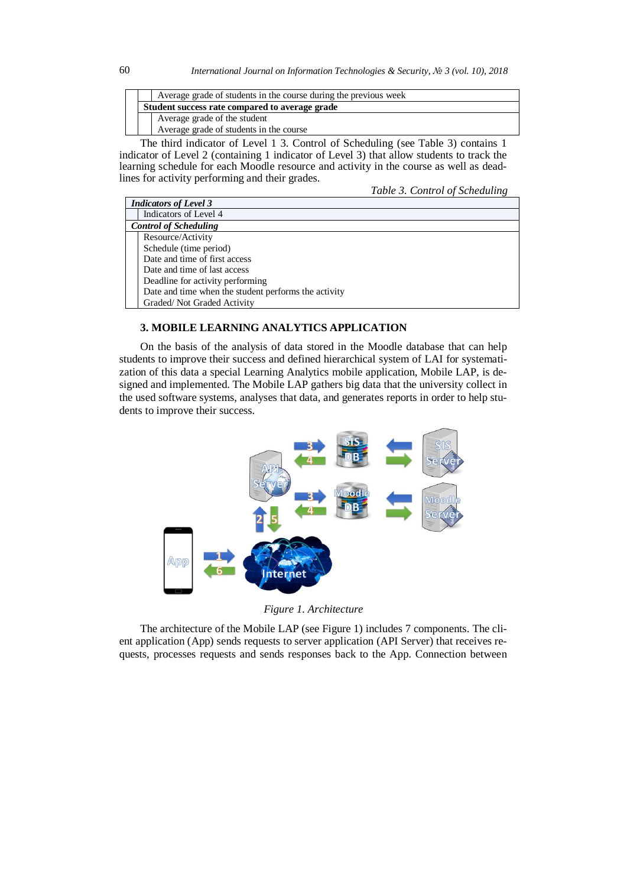| | Average grade of students in the course during the previous week |
|---|---|
| **Student success rate compared to average grade** | |
| | Average grade of the student |
| | Average grade of students in the course |

The third indicator of Level 1 3. Control of Scheduling (see Table 3) contains 1 indicator of Level 2 (containing 1 indicator of Level 3) that allow students to track the learning schedule for each Moodle resource and activity in the course as well as deadlines for activity performing and their grades.

*Table 3. Control of Scheduling*

| ***Indicators of Level 3*** | |
|---|---|
| | Indicators of Level 4 |
| ***Control of Scheduling*** | |
| | Resource/Activity |
| | Schedule (time period) |
| | Date and time of first access |
| | Date and time of last access |
| | Deadline for activity performing |
| | Date and time when the student performs the activity |
| | Graded/ Not Graded Activity |

## 3. MOBILE LEARNING ANALYTICS APPLICATION

On the basis of the analysis of data stored in the Moodle database that can help students to improve their success and defined hierarchical system of LAI for systematization of this data a special Learning Analytics mobile application, Mobile LAP, is designed and implemented. The Mobile LAP gathers big data that the university collect in the used software systems, analyses that data, and generates reports in order to help students to improve their success.

*Figure 1. Architecture*

The architecture of the Mobile LAP (see Figure 1) includes 7 components. The client application (App) sends requests to server application (API Server) that receives requests, processes requests and sends responses back to the App. Connection between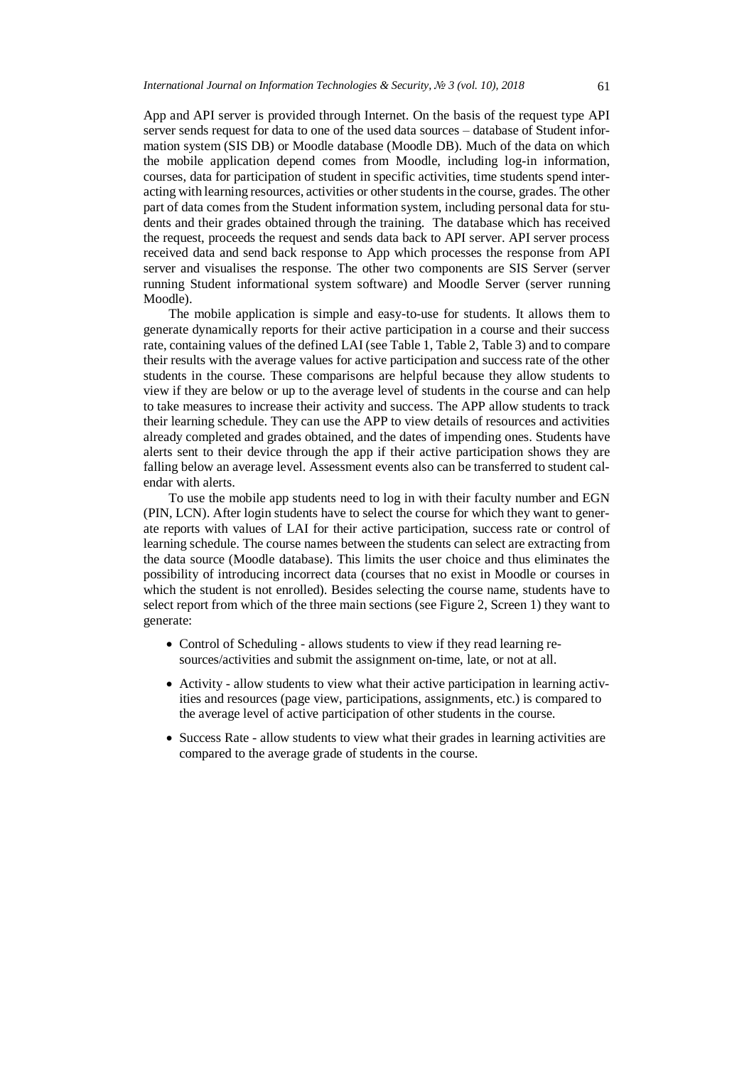App and API server is provided through Internet. On the basis of the request type API server sends request for data to one of the used data sources – database of Student information system (SIS DB) or Moodle database (Moodle DB). Much of the data on which the mobile application depend comes from Moodle, including log-in information, courses, data for participation of student in specific activities, time students spend interacting with learning resources, activities or other students in the course, grades. The other part of data comes from the Student information system, including personal data for students and their grades obtained through the training. The database which has received the request, proceeds the request and sends data back to API server. API server process received data and send back response to App which processes the response from API server and visualises the response. The other two components are SIS Server (server running Student informational system software) and Moodle Server (server running Moodle).

The mobile application is simple and easy-to-use for students. It allows them to generate dynamically reports for their active participation in a course and their success rate, containing values of the defined LAI (see Table 1, Table 2, Table 3) and to compare their results with the average values for active participation and success rate of the other students in the course. These comparisons are helpful because they allow students to view if they are below or up to the average level of students in the course and can help to take measures to increase their activity and success. The APP allow students to track their learning schedule. They can use the APP to view details of resources and activities already completed and grades obtained, and the dates of impending ones. Students have alerts sent to their device through the app if their active participation shows they are falling below an average level. Assessment events also can be transferred to student calendar with alerts.

To use the mobile app students need to log in with their faculty number and EGN (PIN, LCN). After login students have to select the course for which they want to generate reports with values of LAI for their active participation, success rate or control of learning schedule. The course names between the students can select are extracting from the data source (Moodle database). This limits the user choice and thus eliminates the possibility of introducing incorrect data (courses that no exist in Moodle or courses in which the student is not enrolled). Besides selecting the course name, students have to select report from which of the three main sections (see Figure 2, Screen 1) they want to generate:

- Control of Scheduling - allows students to view if they read learning resources/activities and submit the assignment on-time, late, or not at all.
- Activity - allow students to view what their active participation in learning activities and resources (page view, participations, assignments, etc.) is compared to the average level of active participation of other students in the course.
- Success Rate - allow students to view what their grades in learning activities are compared to the average grade of students in the course.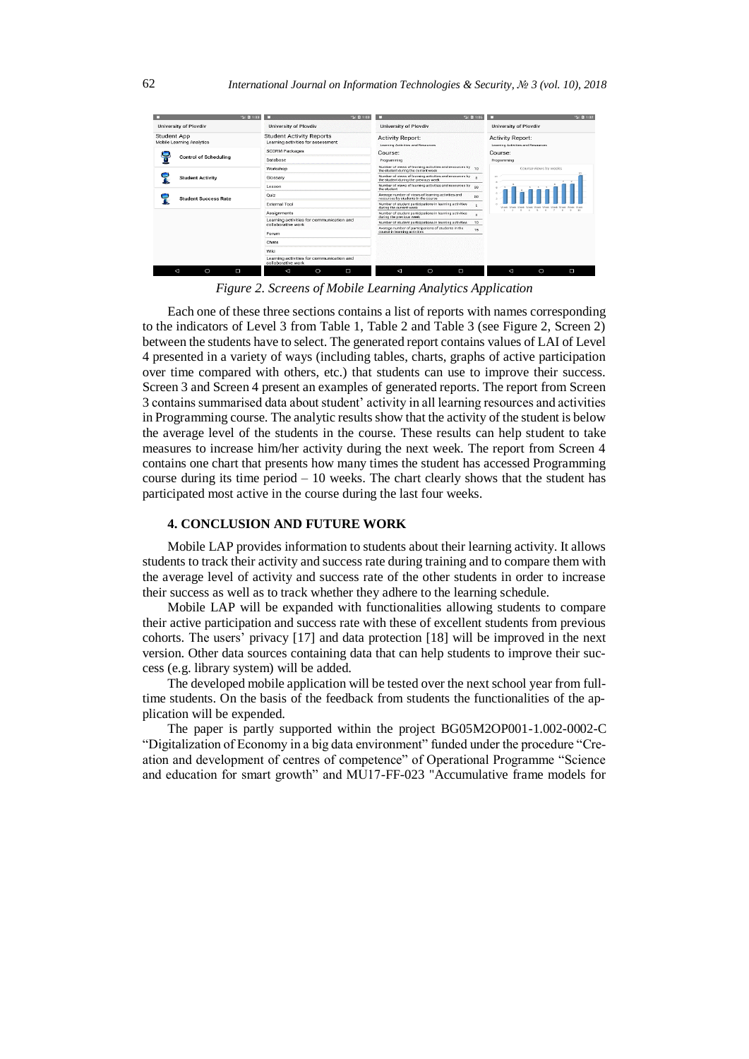*Figure 2. Screens of Mobile Learning Analytics Application*

Each one of these three sections contains a list of reports with names corresponding to the indicators of Level 3 from Table 1, Table 2 and Table 3 (see Figure 2, Screen 2) between the students have to select. The generated report contains values of LAI of Level 4 presented in a variety of ways (including tables, charts, graphs of active participation over time compared with others, etc.) that students can use to improve their success. Screen 3 and Screen 4 present an examples of generated reports. The report from Screen 3 contains summarised data about student' activity in all learning resources and activities in Programming course. The analytic results show that the activity of the student is below the average level of the students in the course. These results can help student to take measures to increase him/her activity during the next week. The report from Screen 4 contains one chart that presents how many times the student has accessed Programming course during its time period – 10 weeks. The chart clearly shows that the student has participated most active in the course during the last four weeks.

## 4. CONCLUSION AND FUTURE WORK

Mobile LAP provides information to students about their learning activity. It allows students to track their activity and success rate during training and to compare them with the average level of activity and success rate of the other students in order to increase their success as well as to track whether they adhere to the learning schedule.

Mobile LAP will be expanded with functionalities allowing students to compare their active participation and success rate with these of excellent students from previous cohorts. The users' privacy [17] and data protection [18] will be improved in the next version. Other data sources containing data that can help students to improve their success (e.g. library system) will be added.

The developed mobile application will be tested over the next school year from full-time students. On the basis of the feedback from students the functionalities of the application will be expended.

The paper is partly supported within the project BG05M2OP001-1.002-0002-C "Digitalization of Economy in a big data environment" funded under the procedure "Creation and development of centres of competence" of Operational Programme "Science and education for smart growth" and MU17-FF-023 "Accumulative frame models for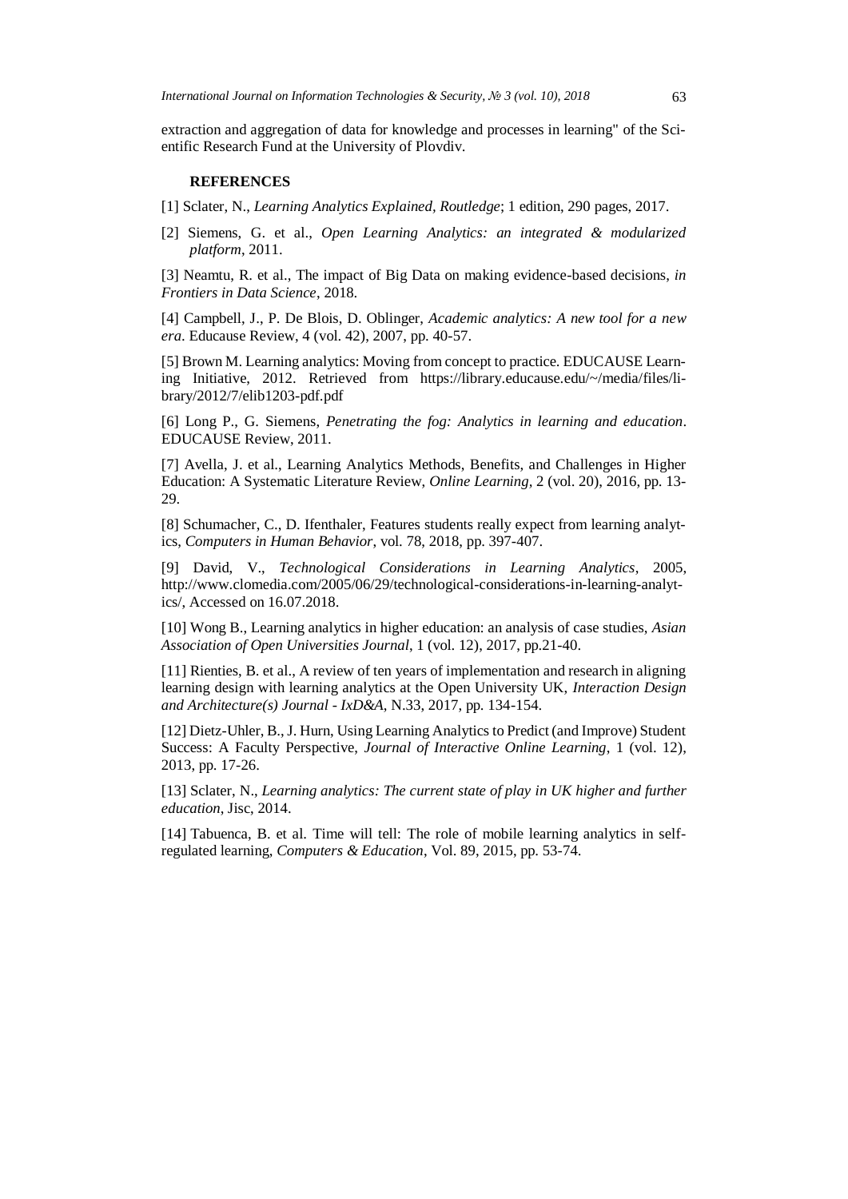extraction and aggregation of data for knowledge and processes in learning" of the Scientific Research Fund at the University of Plovdiv.

## REFERENCES

[1] Sclater, N., *Learning Analytics Explained, Routledge*; 1 edition, 290 pages, 2017.

[2] Siemens, G. et al., *Open Learning Analytics: an integrated & modularized platform*, 2011.

[3] Neamtu, R. et al., The impact of Big Data on making evidence-based decisions, *in Frontiers in Data Science*, 2018.

[4] Campbell, J., P. De Blois, D. Oblinger, *Academic analytics: A new tool for a new era*. Educause Review, 4 (vol. 42), 2007, pp. 40-57.

[5] Brown M. Learning analytics: Moving from concept to practice. EDUCAUSE Learning Initiative, 2012. Retrieved from https://library.educause.edu/~/media/files/library/2012/7/elib1203-pdf.pdf

[6] Long P., G. Siemens, *Penetrating the fog: Analytics in learning and education*. EDUCAUSE Review, 2011.

[7] Avella, J. et al., Learning Analytics Methods, Benefits, and Challenges in Higher Education: A Systematic Literature Review, *Online Learning*, 2 (vol. 20), 2016, pp. 13-29.

[8] Schumacher, C., D. Ifenthaler, Features students really expect from learning analytics, *Computers in Human Behavior*, vol. 78, 2018, pp. 397-407.

[9] David, V., *Technological Considerations in Learning Analytics*, 2005, http://www.clomedia.com/2005/06/29/technological-considerations-in-learning-analytics/, Accessed on 16.07.2018.

[10] Wong B., Learning analytics in higher education: an analysis of case studies, *Asian Association of Open Universities Journal*, 1 (vol. 12), 2017, pp.21-40.

[11] Rienties, B. et al., A review of ten years of implementation and research in aligning learning design with learning analytics at the Open University UK, *Interaction Design and Architecture(s) Journal - IxD&A*, N.33, 2017, pp. 134-154.

[12] Dietz-Uhler, B., J. Hurn, Using Learning Analytics to Predict (and Improve) Student Success: A Faculty Perspective, *Journal of Interactive Online Learning*, 1 (vol. 12), 2013, pp. 17-26.

[13] Sclater, N., *Learning analytics: The current state of play in UK higher and further education*, Jisc, 2014.

[14] Tabuenca, B. et al. Time will tell: The role of mobile learning analytics in self-regulated learning, *Computers & Education*, Vol. 89, 2015, pp. 53-74.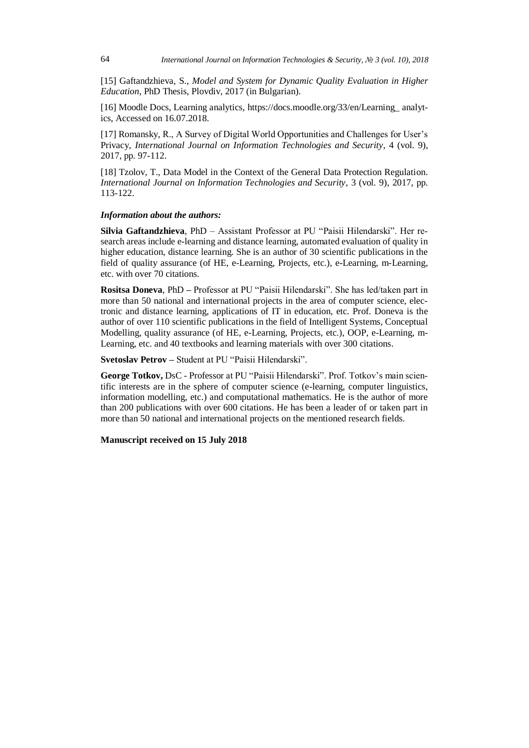[15] Gaftandzhieva, S., *Model and System for Dynamic Quality Evaluation in Higher Education,* PhD Thesis, Plovdiv, 2017 (in Bulgarian).

[16] Moodle Docs, Learning analytics, https://docs.moodle.org/33/en/Learning_ analytics, Accessed on 16.07.2018.

[17] Romansky, R., A Survey of Digital World Opportunities and Challenges for User's Privacy, *International Journal on Information Technologies and Security,* 4 (vol. 9), 2017, pp. 97-112.

[18] Tzolov, T., Data Model in the Context of the General Data Protection Regulation. *International Journal on Information Technologies and Security*, 3 (vol. 9), 2017, pp. 113-122.

***Information about the authors:***

**Silvia Gaftandzhieva**, PhD – Assistant Professor at PU "Paisii Hilendarski". Her research areas include e-learning and distance learning, automated evaluation of quality in higher education, distance learning. She is an author of 30 scientific publications in the field of quality assurance (of HE, e-Learning, Projects, etc.), e-Learning, m-Learning, etc. with over 70 citations.

**Rositsa Doneva**, PhD – Professor at PU "Paisii Hilendarski". She has led/taken part in more than 50 national and international projects in the area of computer science, electronic and distance learning, applications of IT in education, etc. Prof. Doneva is the author of over 110 scientific publications in the field of Intelligent Systems, Conceptual Modelling, quality assurance (of HE, e-Learning, Projects, etc.), OOP, e-Learning, m-Learning, etc. and 40 textbooks and learning materials with over 300 citations.

**Svetoslav Petrov –** Student at PU "Paisii Hilendarski".

**George Totkov,** DsC - Professor at PU "Paisii Hilendarski". Prof. Totkov's main scientific interests are in the sphere of computer science (e-learning, computer linguistics, information modelling, etc.) and computational mathematics. He is the author of more than 200 publications with over 600 citations. He has been a leader of or taken part in more than 50 national and international projects on the mentioned research fields.

**Manuscript received on 15 July 2018**